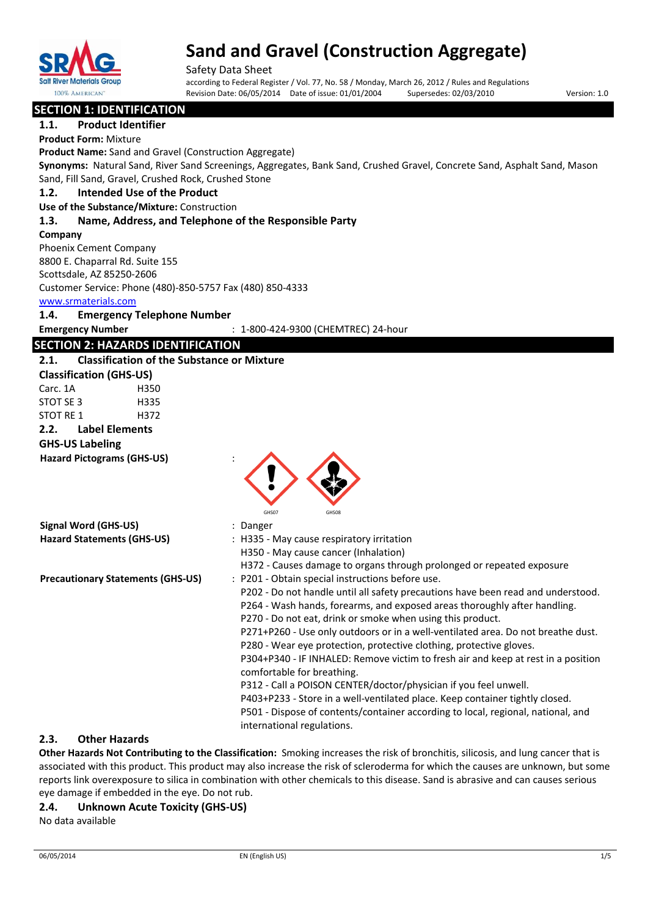# Sand and Gravel (Construction Aggregate)

Safety Data Sheet

according to Federal Register / Vol. 77, No. 58 / Monday, March 26, 2012 / Rules and Regulations

Revision Date: 06/05/2014 Date of issue: 01/01/2004 Supersedes: 02/03/2010 Version: 1.0

## SECTION 1: IDENTIFICATION

### 1.1. Product Identifier

**Product Form:** Mixture

**Product Name:** Sand and Gravel (Construction Aggregate)

**Synonyms:** Natural Sand, River Sand Screenings, Aggregates, Bank Sand, Crushed Gravel, Concrete Sand, Asphalt Sand, Mason Sand, Fill Sand, Gravel, Crushed Rock, Crushed Stone

### 1.2. Intended Use of the Product

**Use of the Substance/Mixture:** Construction

### 1.3. Name, Address, and Telephone of the Responsible Party

**Company**

Phoenix Cement Company
8800 E. Chaparral Rd. Suite 155
Scottsdale, AZ 85250-2606
Customer Service: Phone (480)-850-5757 Fax (480) 850-4333
www.srmaterials.com

### 1.4. Emergency Telephone Number

**Emergency Number** : 1-800-424-9300 (CHEMTREC) 24-hour

## SECTION 2: HAZARDS IDENTIFICATION

### 2.1. Classification of the Substance or Mixture

**Classification (GHS-US)**

| | |
|---|---|
| Carc. 1A | H350 |
| STOT SE 3 | H335 |
| STOT RE 1 | H372 |

### 2.2. Label Elements

**GHS-US Labeling**

**Hazard Pictograms (GHS-US)** :

GHS07 GHS08

**Signal Word (GHS-US)** : Danger

**Hazard Statements (GHS-US)** : H335 - May cause respiratory irritation
H350 - May cause cancer (Inhalation)
H372 - Causes damage to organs through prolonged or repeated exposure

**Precautionary Statements (GHS-US)** : P201 - Obtain special instructions before use.
P202 - Do not handle until all safety precautions have been read and understood.
P264 - Wash hands, forearms, and exposed areas thoroughly after handling.
P270 - Do not eat, drink or smoke when using this product.
P271+P260 - Use only outdoors or in a well-ventilated area. Do not breathe dust.
P280 - Wear eye protection, protective clothing, protective gloves.
P304+P340 - IF INHALED: Remove victim to fresh air and keep at rest in a position comfortable for breathing.
P312 - Call a POISON CENTER/doctor/physician if you feel unwell.
P403+P233 - Store in a well-ventilated place. Keep container tightly closed.
P501 - Dispose of contents/container according to local, regional, national, and international regulations.

### 2.3. Other Hazards

**Other Hazards Not Contributing to the Classification:** Smoking increases the risk of bronchitis, silicosis, and lung cancer that is associated with this product. This product may also increase the risk of scleroderma for which the causes are unknown, but some reports link overexposure to silica in combination with other chemicals to this disease. Sand is abrasive and can causes serious eye damage if embedded in the eye. Do not rub.

### 2.4. Unknown Acute Toxicity (GHS-US)

No data available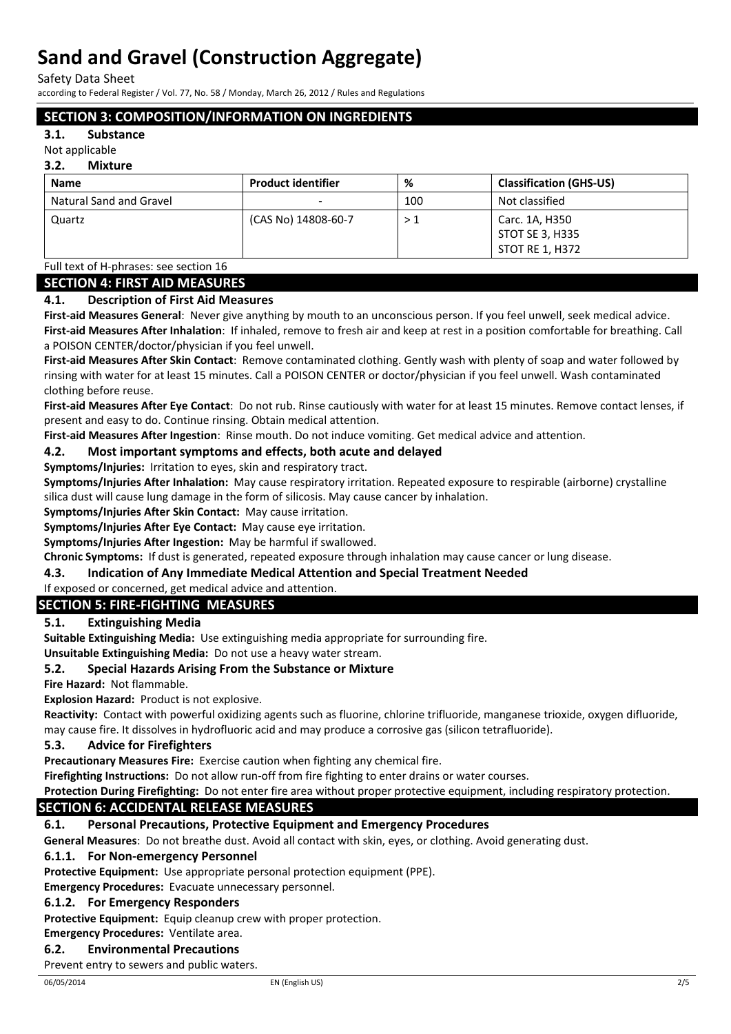## SECTION 3: COMPOSITION/INFORMATION ON INGREDIENTS

### 3.1. Substance

Not applicable

### 3.2. Mixture

| Name | Product identifier | % | Classification (GHS-US) |
|---|---|---|---|
| Natural Sand and Gravel | - | 100 | Not classified |
| Quartz | (CAS No) 14808-60-7 | > 1 | Carc. 1A, H350<br>STOT SE 3, H335<br>STOT RE 1, H372 |

Full text of H-phrases: see section 16

## SECTION 4: FIRST AID MEASURES

### 4.1. Description of First Aid Measures

**First-aid Measures General**: Never give anything by mouth to an unconscious person. If you feel unwell, seek medical advice.

**First-aid Measures After Inhalation**: If inhaled, remove to fresh air and keep at rest in a position comfortable for breathing. Call a POISON CENTER/doctor/physician if you feel unwell.

**First-aid Measures After Skin Contact**: Remove contaminated clothing. Gently wash with plenty of soap and water followed by rinsing with water for at least 15 minutes. Call a POISON CENTER or doctor/physician if you feel unwell. Wash contaminated clothing before reuse.

**First-aid Measures After Eye Contact**: Do not rub. Rinse cautiously with water for at least 15 minutes. Remove contact lenses, if present and easy to do. Continue rinsing. Obtain medical attention.

**First-aid Measures After Ingestion**: Rinse mouth. Do not induce vomiting. Get medical advice and attention.

### 4.2. Most important symptoms and effects, both acute and delayed

**Symptoms/Injuries:** Irritation to eyes, skin and respiratory tract.

**Symptoms/Injuries After Inhalation:** May cause respiratory irritation. Repeated exposure to respirable (airborne) crystalline silica dust will cause lung damage in the form of silicosis. May cause cancer by inhalation.

**Symptoms/Injuries After Skin Contact:** May cause irritation.

**Symptoms/Injuries After Eye Contact:** May cause eye irritation.

**Symptoms/Injuries After Ingestion:** May be harmful if swallowed.

**Chronic Symptoms:** If dust is generated, repeated exposure through inhalation may cause cancer or lung disease.

### 4.3. Indication of Any Immediate Medical Attention and Special Treatment Needed

If exposed or concerned, get medical advice and attention.

## SECTION 5: FIRE-FIGHTING MEASURES

### 5.1. Extinguishing Media

**Suitable Extinguishing Media:** Use extinguishing media appropriate for surrounding fire.

**Unsuitable Extinguishing Media:** Do not use a heavy water stream.

### 5.2. Special Hazards Arising From the Substance or Mixture

**Fire Hazard:** Not flammable.

**Explosion Hazard:** Product is not explosive.

**Reactivity:** Contact with powerful oxidizing agents such as fluorine, chlorine trifluoride, manganese trioxide, oxygen difluoride, may cause fire. It dissolves in hydrofluoric acid and may produce a corrosive gas (silicon tetrafluoride).

### 5.3. Advice for Firefighters

**Precautionary Measures Fire:** Exercise caution when fighting any chemical fire.

**Firefighting Instructions:** Do not allow run-off from fire fighting to enter drains or water courses.

**Protection During Firefighting:** Do not enter fire area without proper protective equipment, including respiratory protection.

## SECTION 6: ACCIDENTAL RELEASE MEASURES

### 6.1. Personal Precautions, Protective Equipment and Emergency Procedures

**General Measures**: Do not breathe dust. Avoid all contact with skin, eyes, or clothing. Avoid generating dust.

#### 6.1.1. For Non-emergency Personnel

**Protective Equipment:** Use appropriate personal protection equipment (PPE).

**Emergency Procedures:** Evacuate unnecessary personnel.

#### 6.1.2. For Emergency Responders

**Protective Equipment:** Equip cleanup crew with proper protection.

**Emergency Procedures:** Ventilate area.

### 6.2. Environmental Precautions

Prevent entry to sewers and public waters.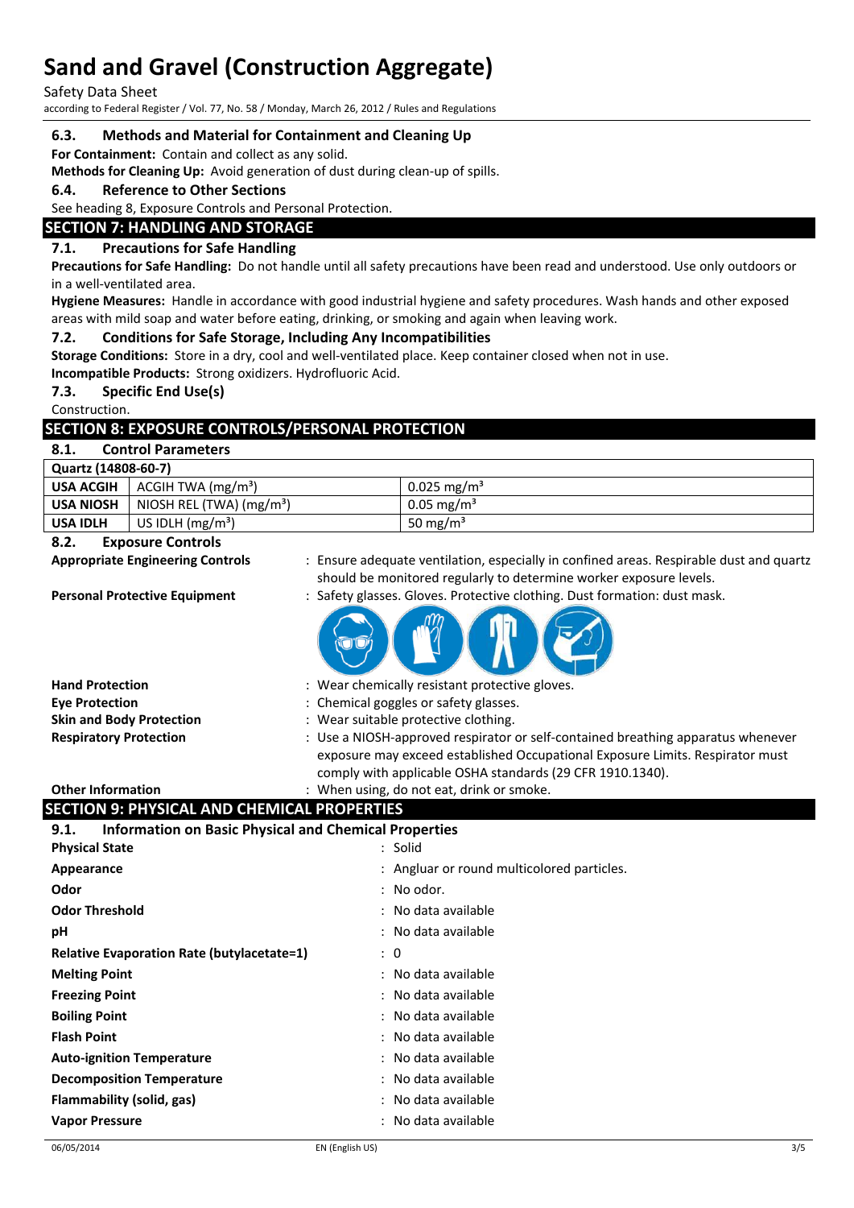### 6.3. Methods and Material for Containment and Cleaning Up

**For Containment:** Contain and collect as any solid.

**Methods for Cleaning Up:** Avoid generation of dust during clean-up of spills.

### 6.4. Reference to Other Sections

See heading 8, Exposure Controls and Personal Protection.

## SECTION 7: HANDLING AND STORAGE

### 7.1. Precautions for Safe Handling

**Precautions for Safe Handling:** Do not handle until all safety precautions have been read and understood. Use only outdoors or in a well-ventilated area.

**Hygiene Measures:** Handle in accordance with good industrial hygiene and safety procedures. Wash hands and other exposed areas with mild soap and water before eating, drinking, or smoking and again when leaving work.

### 7.2. Conditions for Safe Storage, Including Any Incompatibilities

**Storage Conditions:** Store in a dry, cool and well-ventilated place. Keep container closed when not in use.

**Incompatible Products:** Strong oxidizers. Hydrofluoric Acid.

### 7.3. Specific End Use(s)

Construction.

## SECTION 8: EXPOSURE CONTROLS/PERSONAL PROTECTION

### 8.1. Control Parameters

| Quartz (14808-60-7) | | |
|---|---|---|
| **USA ACGIH** | ACGIH TWA ($mg/m^3$) | 0.025 $mg/m^3$ |
| **USA NIOSH** | NIOSH REL (TWA) ($mg/m^3$) | 0.05 $mg/m^3$ |
| **USA IDLH** | US IDLH ($mg/m^3$) | 50 $mg/m^3$ |

### 8.2. Exposure Controls

**Appropriate Engineering Controls** : Ensure adequate ventilation, especially in confined areas. Respirable dust and quartz should be monitored regularly to determine worker exposure levels.

**Personal Protective Equipment** : Safety glasses. Gloves. Protective clothing. Dust formation: dust mask.

**Hand Protection** : Wear chemically resistant protective gloves.

**Eye Protection** : Chemical goggles or safety glasses.

**Skin and Body Protection** : Wear suitable protective clothing.

**Respiratory Protection** : Use a NIOSH-approved respirator or self-contained breathing apparatus whenever exposure may exceed established Occupational Exposure Limits. Respirator must comply with applicable OSHA standards (29 CFR 1910.1340).

**Other Information** : When using, do not eat, drink or smoke.

## SECTION 9: PHYSICAL AND CHEMICAL PROPERTIES

### 9.1. Information on Basic Physical and Chemical Properties

**Physical State** : Solid

**Appearance** : Angluar or round multicolored particles.

**Odor** : No odor.

**Odor Threshold** : No data available

**pH** : No data available

**Relative Evaporation Rate (butylacetate=1)** : 0

**Melting Point** : No data available

**Freezing Point** : No data available

**Boiling Point** : No data available

**Flash Point** : No data available

**Auto-ignition Temperature** : No data available

**Decomposition Temperature** : No data available

**Flammability (solid, gas)** : No data available

**Vapor Pressure** : No data available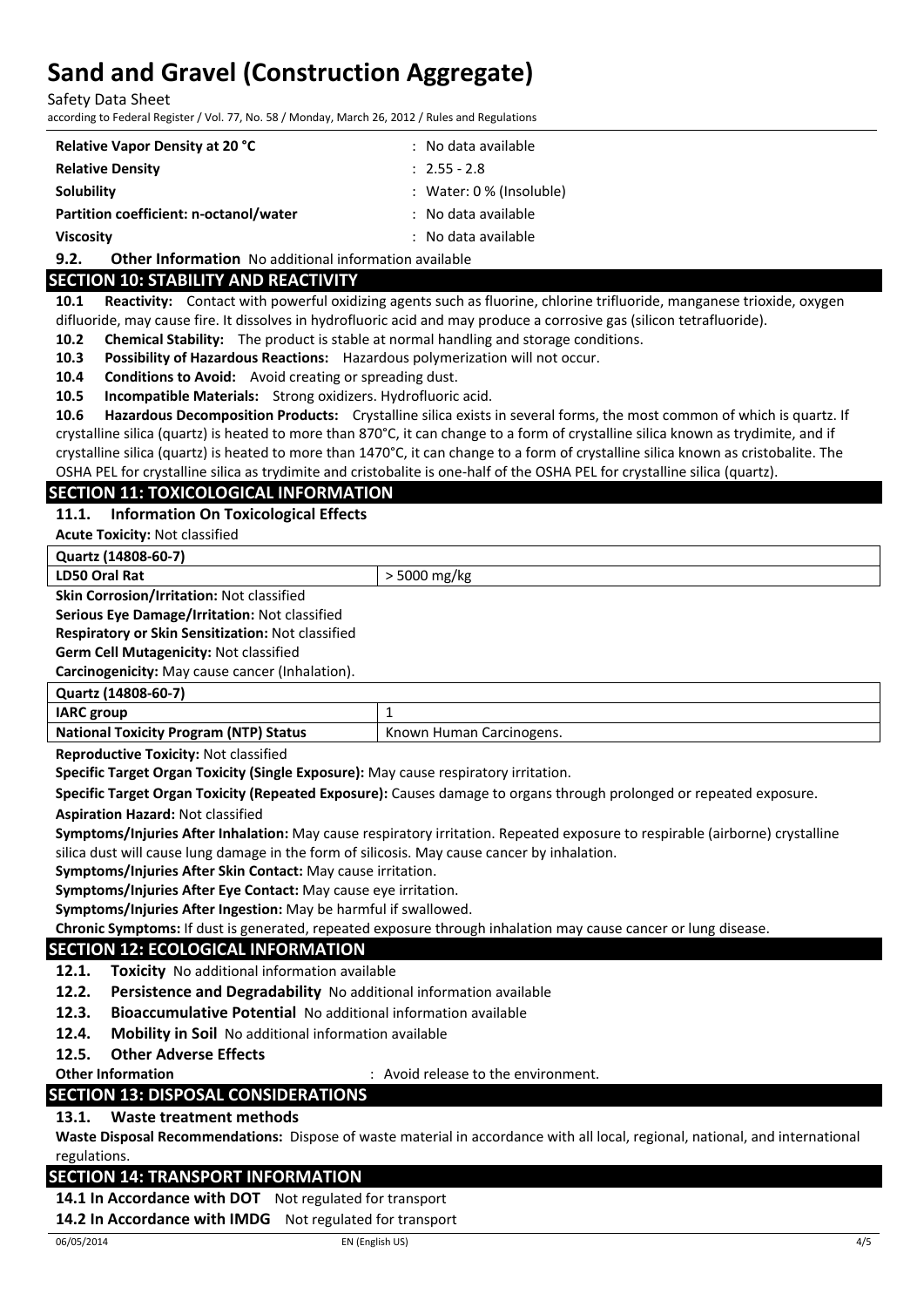| | |
|---|---|
| **Relative Vapor Density at 20 °C** | : No data available |
| **Relative Density** | : 2.55 - 2.8 |
| **Solubility** | : Water: 0 % (Insoluble) |
| **Partition coefficient: n-octanol/water** | : No data available |
| **Viscosity** | : No data available |

**9.2. Other Information** No additional information available

## SECTION 10: STABILITY AND REACTIVITY

**10.1 Reactivity:** Contact with powerful oxidizing agents such as fluorine, chlorine trifluoride, manganese trioxide, oxygen difluoride, may cause fire. It dissolves in hydrofluoric acid and may produce a corrosive gas (silicon tetrafluoride).

**10.2 Chemical Stability:** The product is stable at normal handling and storage conditions.

**10.3 Possibility of Hazardous Reactions:** Hazardous polymerization will not occur.

**10.4 Conditions to Avoid:** Avoid creating or spreading dust.

**10.5 Incompatible Materials:** Strong oxidizers. Hydrofluoric acid.

**10.6 Hazardous Decomposition Products:** Crystalline silica exists in several forms, the most common of which is quartz. If crystalline silica (quartz) is heated to more than 870°C, it can change to a form of crystalline silica known as trydimite, and if crystalline silica (quartz) is heated to more than 1470°C, it can change to a form of crystalline silica known as cristobalite. The OSHA PEL for crystalline silica as trydimite and cristobalite is one-half of the OSHA PEL for crystalline silica (quartz).

## SECTION 11: TOXICOLOGICAL INFORMATION

### 11.1. Information On Toxicological Effects

**Acute Toxicity:** Not classified

| Quartz (14808-60-7) | |
|---|---|
| **LD50 Oral Rat** | > 5000 mg/kg |

**Skin Corrosion/Irritation:** Not classified

**Serious Eye Damage/Irritation:** Not classified

**Respiratory or Skin Sensitization:** Not classified

**Germ Cell Mutagenicity:** Not classified

**Carcinogenicity:** May cause cancer (Inhalation).

| Quartz (14808-60-7) | |
|---|---|
| **IARC group** | 1 |
| **National Toxicity Program (NTP) Status** | Known Human Carcinogens. |

**Reproductive Toxicity:** Not classified

**Specific Target Organ Toxicity (Single Exposure):** May cause respiratory irritation.

**Specific Target Organ Toxicity (Repeated Exposure):** Causes damage to organs through prolonged or repeated exposure.

**Aspiration Hazard:** Not classified

**Symptoms/Injuries After Inhalation:** May cause respiratory irritation. Repeated exposure to respirable (airborne) crystalline silica dust will cause lung damage in the form of silicosis. May cause cancer by inhalation.

**Symptoms/Injuries After Skin Contact:** May cause irritation.

**Symptoms/Injuries After Eye Contact:** May cause eye irritation.

**Symptoms/Injuries After Ingestion:** May be harmful if swallowed.

**Chronic Symptoms:** If dust is generated, repeated exposure through inhalation may cause cancer or lung disease.

## SECTION 12: ECOLOGICAL INFORMATION

**12.1. Toxicity** No additional information available

**12.2. Persistence and Degradability** No additional information available

**12.3. Bioaccumulative Potential** No additional information available

**12.4. Mobility in Soil** No additional information available

**12.5. Other Adverse Effects**

**Other Information** : Avoid release to the environment.

## SECTION 13: DISPOSAL CONSIDERATIONS

### 13.1. Waste treatment methods

**Waste Disposal Recommendations:** Dispose of waste material in accordance with all local, regional, national, and international regulations.

## SECTION 14: TRANSPORT INFORMATION

**14.1 In Accordance with DOT** Not regulated for transport

**14.2 In Accordance with IMDG** Not regulated for transport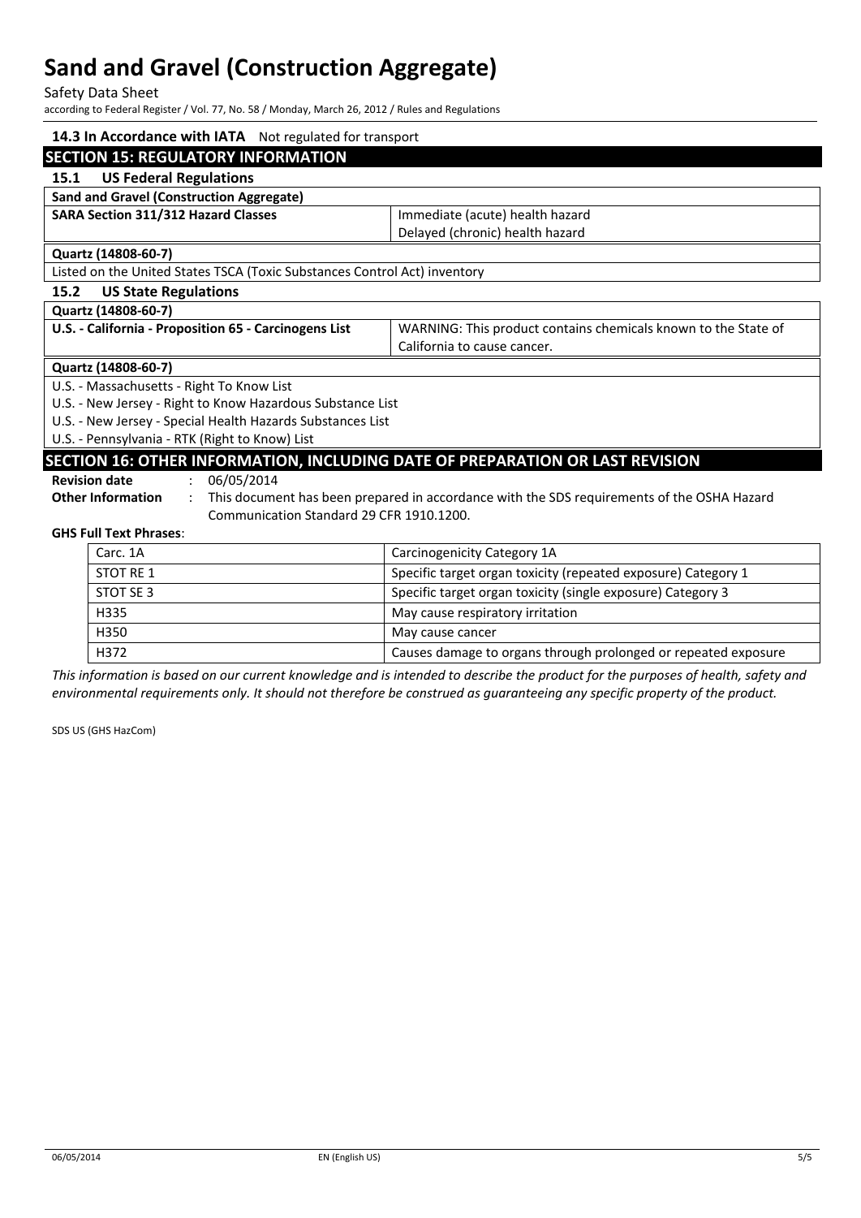**14.3 In Accordance with IATA** Not regulated for transport

## SECTION 15: REGULATORY INFORMATION

### 15.1 US Federal Regulations

| Sand and Gravel (Construction Aggregate) | |
|---|---|
| **SARA Section 311/312 Hazard Classes** | Immediate (acute) health hazard<br>Delayed (chronic) health hazard |

**Quartz (14808-60-7)**

Listed on the United States TSCA (Toxic Substances Control Act) inventory

### 15.2 US State Regulations

| Quartz (14808-60-7) | |
|---|---|
| **U.S. - California - Proposition 65 - Carcinogens List** | WARNING: This product contains chemicals known to the State of California to cause cancer. |

**Quartz (14808-60-7)**

U.S. - Massachusetts - Right To Know List

U.S. - New Jersey - Right to Know Hazardous Substance List

U.S. - New Jersey - Special Health Hazards Substances List

U.S. - Pennsylvania - RTK (Right to Know) List

## SECTION 16: OTHER INFORMATION, INCLUDING DATE OF PREPARATION OR LAST REVISION

**Revision date** : 06/05/2014

**Other Information** : This document has been prepared in accordance with the SDS requirements of the OSHA Hazard Communication Standard 29 CFR 1910.1200.

**GHS Full Text Phrases**:

| | |
|---|---|
| Carc. 1A | Carcinogenicity Category 1A |
| STOT RE 1 | Specific target organ toxicity (repeated exposure) Category 1 |
| STOT SE 3 | Specific target organ toxicity (single exposure) Category 3 |
| H335 | May cause respiratory irritation |
| H350 | May cause cancer |
| H372 | Causes damage to organs through prolonged or repeated exposure |

*This information is based on our current knowledge and is intended to describe the product for the purposes of health, safety and environmental requirements only. It should not therefore be construed as guaranteeing any specific property of the product.*

SDS US (GHS HazCom)